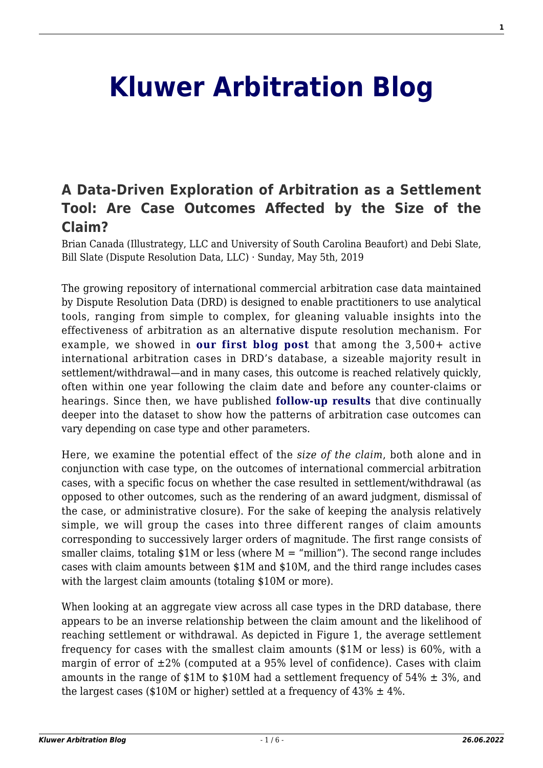# Kluwer Arbitration Blog

## A Data-Driven Exploration of Arbitration as a Settlement Tool: Are Case Outcomes Affected by the Size of the Claim?

Brian Canada (Illustrategy, LLC and University of South Carolina Beaufort) and Debi Slate, Bill Slate (Dispute Resolution Data, LLC) · Sunday, May 5th, 2019

The growing repository of international commercial arbitration case data maintained by Dispute Resolution Data (DRD) is designed to enable practitioners to use analytical tools, ranging from simple to complex, for gleaning valuable insights into the effectiveness of arbitration as an alternative dispute resolution mechanism. For example, we showed in **our first blog post** that among the 3,500+ active international arbitration cases in DRD's database, a sizeable majority result in settlement/withdrawal—and in many cases, this outcome is reached relatively quickly, often within one year following the claim date and before any counter-claims or hearings. Since then, we have published **follow-up results** that dive continually deeper into the dataset to show how the patterns of arbitration case outcomes can vary depending on case type and other parameters.

Here, we examine the potential effect of the *size of the claim*, both alone and in conjunction with case type, on the outcomes of international commercial arbitration cases, with a specific focus on whether the case resulted in settlement/withdrawal (as opposed to other outcomes, such as the rendering of an award judgment, dismissal of the case, or administrative closure). For the sake of keeping the analysis relatively simple, we will group the cases into three different ranges of claim amounts corresponding to successively larger orders of magnitude. The first range consists of smaller claims, totaling $1M or less (where M = "million"). The second range includes cases with claim amounts between $1M and $10M, and the third range includes cases with the largest claim amounts (totaling $10M or more).

When looking at an aggregate view across all case types in the DRD database, there appears to be an inverse relationship between the claim amount and the likelihood of reaching settlement or withdrawal. As depicted in Figure 1, the average settlement frequency for cases with the smallest claim amounts ($1M or less) is 60%, with a margin of error of ±2% (computed at a 95% level of confidence). Cases with claim amounts in the range of $1M to $10M had a settlement frequency of 54% ± 3%, and the largest cases ($10M or higher) settled at a frequency of 43% ± 4%.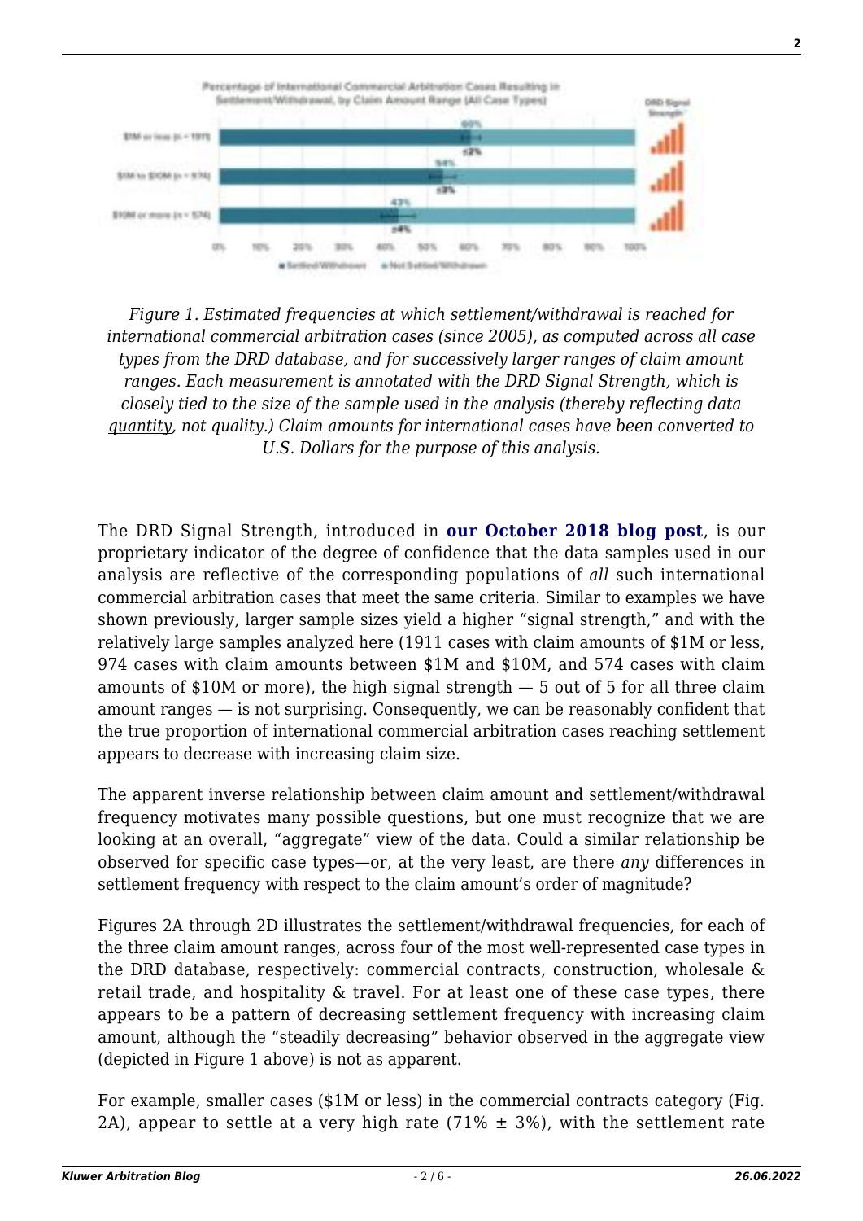Figure 1. Estimated frequencies at which settlement/withdrawal is reached for international commercial arbitration cases (since 2005), as computed across all case types from the DRD database, and for successively larger ranges of claim amount ranges. Each measurement is annotated with the DRD Signal Strength, which is closely tied to the size of the sample used in the analysis (thereby reflecting data quantity, not quality.) Claim amounts for international cases have been converted to U.S. Dollars for the purpose of this analysis.

The DRD Signal Strength, introduced in **our October 2018 blog post**, is our proprietary indicator of the degree of confidence that the data samples used in our analysis are reflective of the corresponding populations of *all* such international commercial arbitration cases that meet the same criteria. Similar to examples we have shown previously, larger sample sizes yield a higher "signal strength," and with the relatively large samples analyzed here (1911 cases with claim amounts of $1M or less, 974 cases with claim amounts between $1M and $10M, and 574 cases with claim amounts of $10M or more), the high signal strength — 5 out of 5 for all three claim amount ranges — is not surprising. Consequently, we can be reasonably confident that the true proportion of international commercial arbitration cases reaching settlement appears to decrease with increasing claim size.

The apparent inverse relationship between claim amount and settlement/withdrawal frequency motivates many possible questions, but one must recognize that we are looking at an overall, "aggregate" view of the data. Could a similar relationship be observed for specific case types—or, at the very least, are there *any* differences in settlement frequency with respect to the claim amount's order of magnitude?

Figures 2A through 2D illustrates the settlement/withdrawal frequencies, for each of the three claim amount ranges, across four of the most well-represented case types in the DRD database, respectively: commercial contracts, construction, wholesale & retail trade, and hospitality & travel. For at least one of these case types, there appears to be a pattern of decreasing settlement frequency with increasing claim amount, although the "steadily decreasing" behavior observed in the aggregate view (depicted in Figure 1 above) is not as apparent.

For example, smaller cases ($1M or less) in the commercial contracts category (Fig. 2A), appear to settle at a very high rate (71% ± 3%), with the settlement rate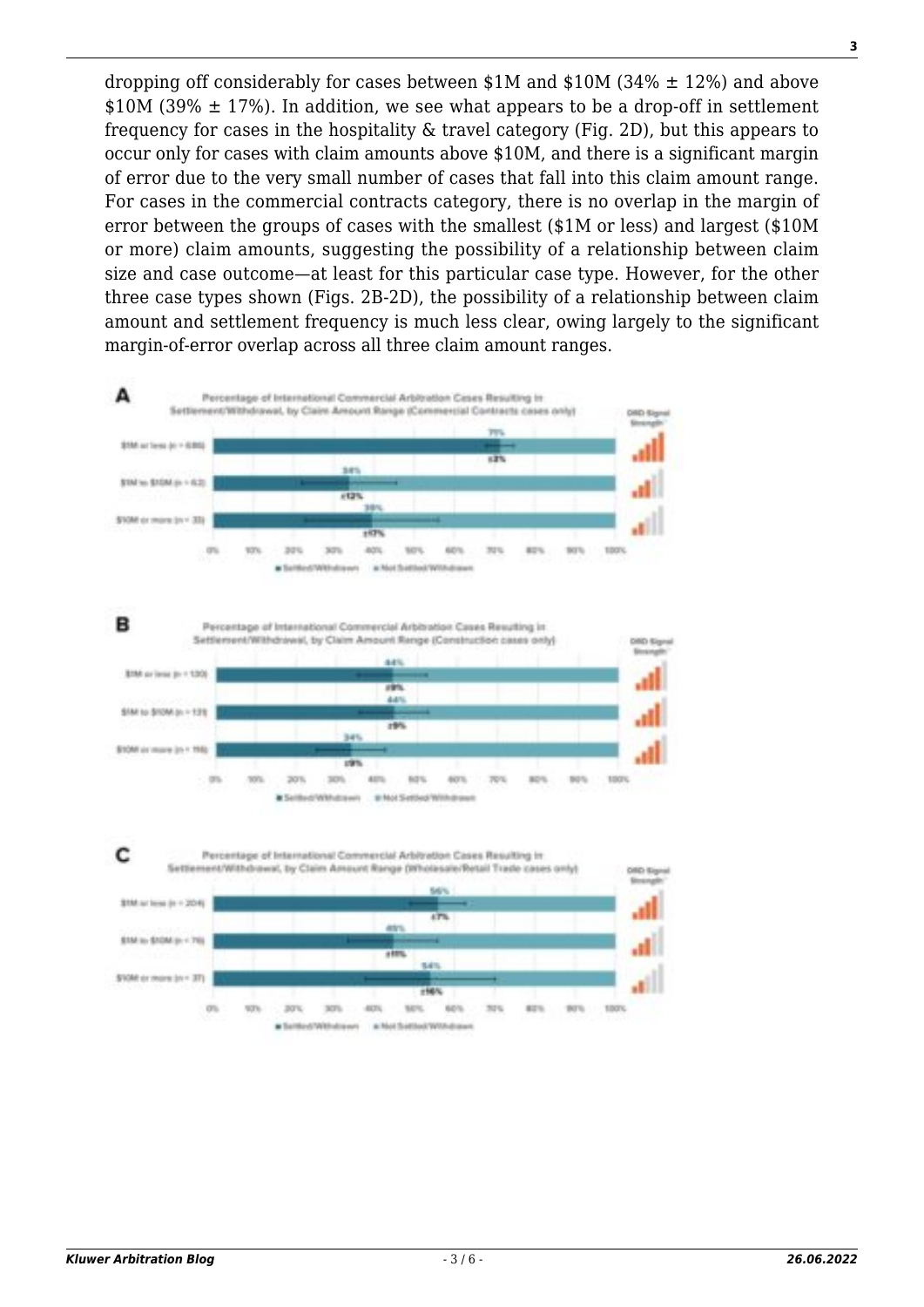dropping off considerably for cases between $1M and $10M (34% ± 12%) and above $10M (39% ± 17%). In addition, we see what appears to be a drop-off in settlement frequency for cases in the hospitality & travel category (Fig. 2D), but this appears to occur only for cases with claim amounts above $10M, and there is a significant margin of error due to the very small number of cases that fall into this claim amount range. For cases in the commercial contracts category, there is no overlap in the margin of error between the groups of cases with the smallest ($1M or less) and largest ($10M or more) claim amounts, suggesting the possibility of a relationship between claim size and case outcome—at least for this particular case type. However, for the other three case types shown (Figs. 2B-2D), the possibility of a relationship between claim amount and settlement frequency is much less clear, owing largely to the significant margin-of-error overlap across all three claim amount ranges.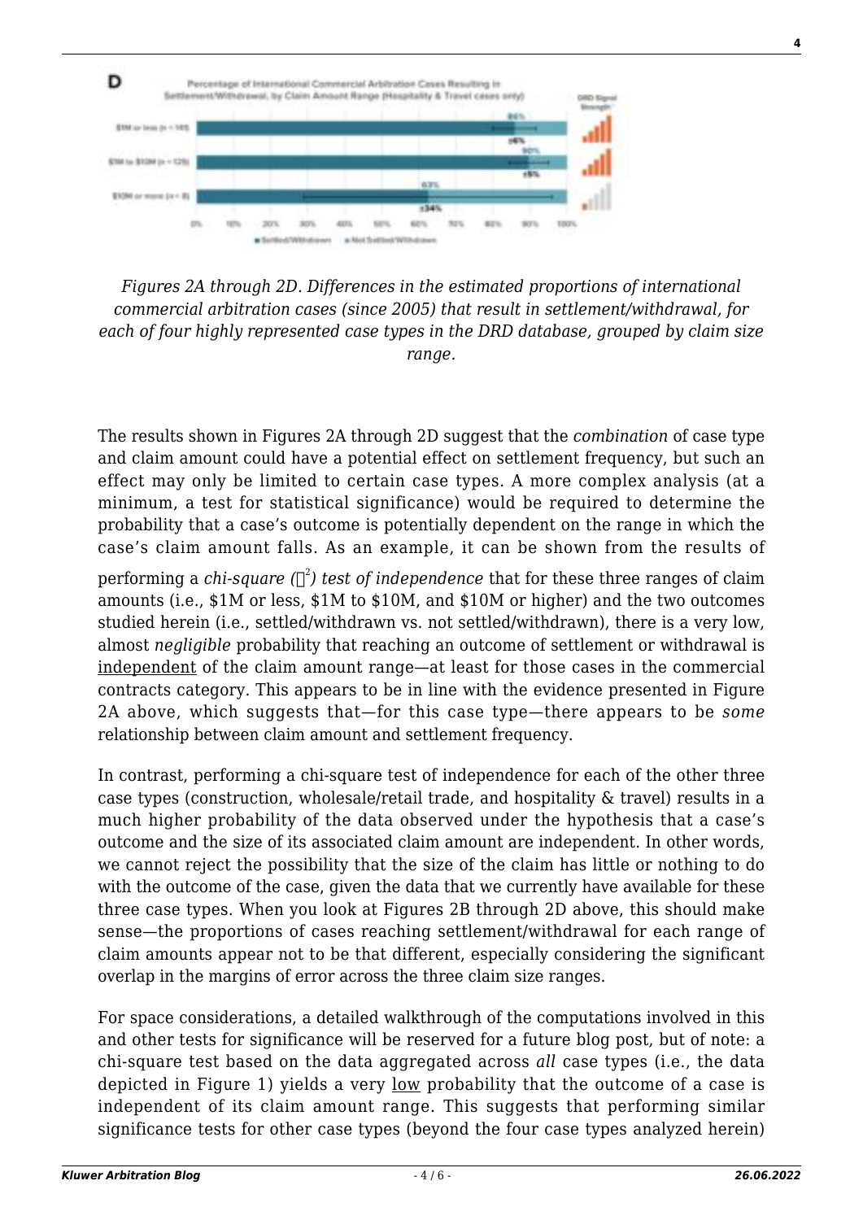*Figures 2A through 2D. Differences in the estimated proportions of international commercial arbitration cases (since 2005) that result in settlement/withdrawal, for each of four highly represented case types in the DRD database, grouped by claim size range.*

The results shown in Figures 2A through 2D suggest that the *combination* of case type and claim amount could have a potential effect on settlement frequency, but such an effect may only be limited to certain case types. A more complex analysis (at a minimum, a test for statistical significance) would be required to determine the probability that a case's outcome is potentially dependent on the range in which the case's claim amount falls. As an example, it can be shown from the results of performing a *chi-square ($\chi^2$) test of independence* that for these three ranges of claim amounts (i.e., $1M or less, $1M to $10M, and $10M or higher) and the two outcomes studied herein (i.e., settled/withdrawn vs. not settled/withdrawn), there is a very low, almost *negligible* probability that reaching an outcome of settlement or withdrawal is independent of the claim amount range—at least for those cases in the commercial contracts category. This appears to be in line with the evidence presented in Figure 2A above, which suggests that—for this case type—there appears to be *some* relationship between claim amount and settlement frequency.

In contrast, performing a chi-square test of independence for each of the other three case types (construction, wholesale/retail trade, and hospitality & travel) results in a much higher probability of the data observed under the hypothesis that a case's outcome and the size of its associated claim amount are independent. In other words, we cannot reject the possibility that the size of the claim has little or nothing to do with the outcome of the case, given the data that we currently have available for these three case types. When you look at Figures 2B through 2D above, this should make sense—the proportions of cases reaching settlement/withdrawal for each range of claim amounts appear not to be that different, especially considering the significant overlap in the margins of error across the three claim size ranges.

For space considerations, a detailed walkthrough of the computations involved in this and other tests for significance will be reserved for a future blog post, but of note: a chi-square test based on the data aggregated across *all* case types (i.e., the data depicted in Figure 1) yields a very low probability that the outcome of a case is independent of its claim amount range. This suggests that performing similar significance tests for other case types (beyond the four case types analyzed herein)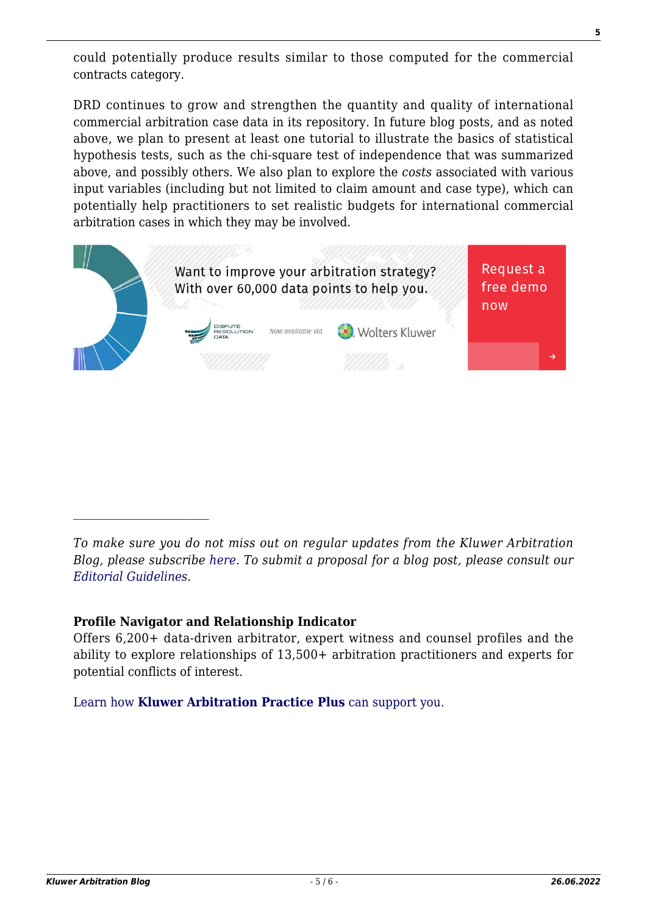could potentially produce results similar to those computed for the commercial contracts category.

DRD continues to grow and strengthen the quantity and quality of international commercial arbitration case data in its repository. In future blog posts, and as noted above, we plan to present at least one tutorial to illustrate the basics of statistical hypothesis tests, such as the chi-square test of independence that was summarized above, and possibly others. We also plan to explore the *costs* associated with various input variables (including but not limited to claim amount and case type), which can potentially help practitioners to set realistic budgets for international commercial arbitration cases in which they may be involved.

Want to improve your arbitration strategy? With over 60,000 data points to help you.

DISPUTE RESOLUTION DATA — Now available via Wolters Kluwer

Request a free demo now

---

*To make sure you do not miss out on regular updates from the Kluwer Arbitration Blog, please subscribe here. To submit a proposal for a blog post, please consult our Editorial Guidelines.*

**Profile Navigator and Relationship Indicator**

Offers 6,200+ data-driven arbitrator, expert witness and counsel profiles and the ability to explore relationships of 13,500+ arbitration practitioners and experts for potential conflicts of interest.

Learn how **Kluwer Arbitration Practice Plus** can support you.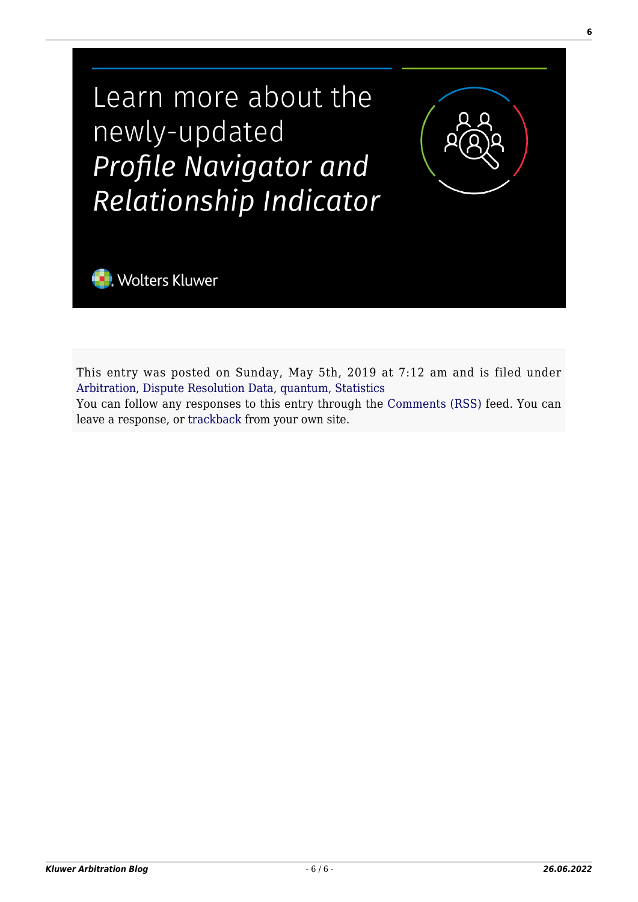Learn more about the newly-updated *Profile Navigator and Relationship Indicator*

Wolters Kluwer

This entry was posted on Sunday, May 5th, 2019 at 7:12 am and is filed under Arbitration, Dispute Resolution Data, quantum, Statistics
You can follow any responses to this entry through the Comments (RSS) feed. You can leave a response, or trackback from your own site.